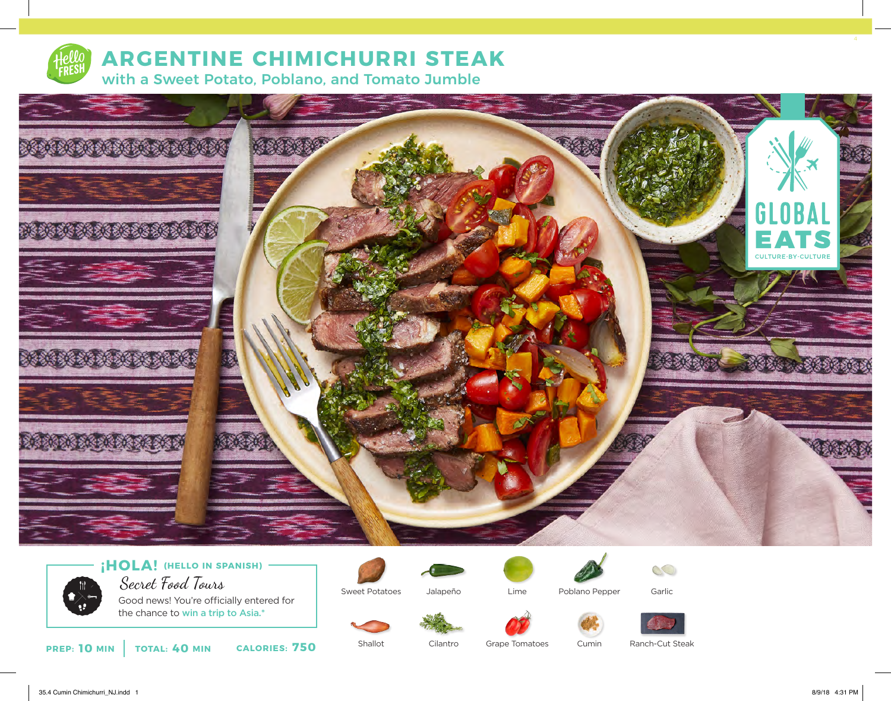# ARGENTINE CHIMICHURRI STEAK

## with a Sweet Potato, Poblano, and Tomato Jumble

GLOBAL EATS
CULTURE-BY-CULTURE

**¡HOLA!** (HELLO IN SPANISH)

*Secret Food Tours*

Good news! You're officially entered for the chance to win a trip to Asia.*

**PREP:** 10 MIN | **TOTAL:** 40 MIN | **CALORIES:** 750

- Sweet Potatoes
- Jalapeño
- Lime
- Poblano Pepper
- Garlic
- Shallot
- Cilantro
- Grape Tomatoes
- Cumin
- Ranch-Cut Steak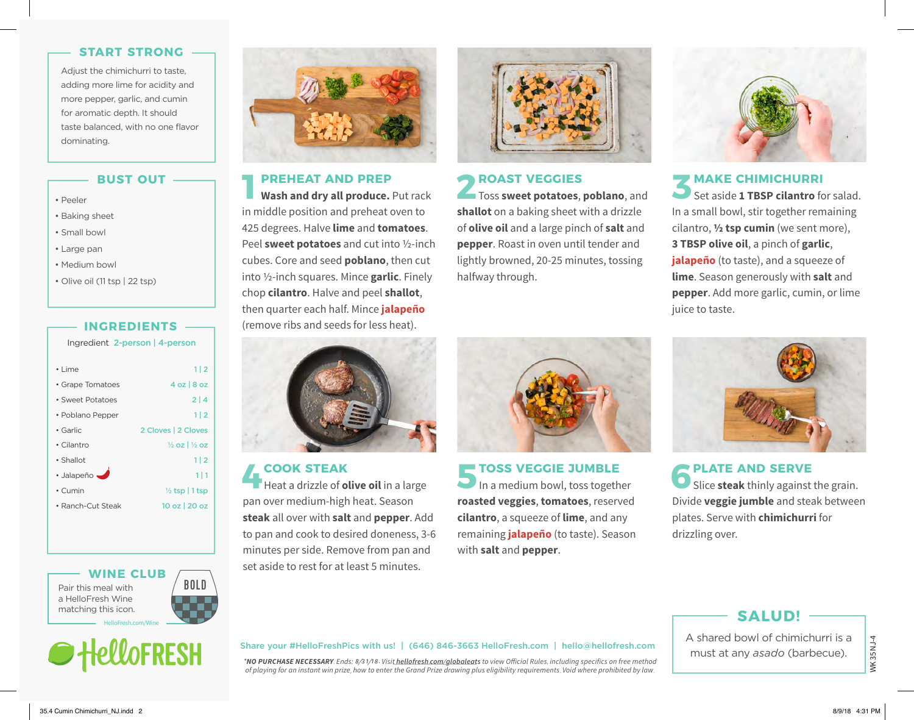## START STRONG

Adjust the chimichurri to taste, adding more lime for acidity and more pepper, garlic, and cumin for aromatic depth. It should taste balanced, with no one flavor dominating.

## BUST OUT

- Peeler
- Baking sheet
- Small bowl
- Large pan
- Medium bowl
- Olive oil (11 tsp | 22 tsp)

## INGREDIENTS

| Ingredient | 2-person \| 4-person |
|---|---|
| Lime | 1 \| 2 |
| Grape Tomatoes | 4 oz \| 8 oz |
| Sweet Potatoes | 2 \| 4 |
| Poblano Pepper | 1 \| 2 |
| Garlic | 2 Cloves \| 2 Cloves |
| Cilantro | ½ oz \| ½ oz |
| Shallot | 1 \| 2 |
| Jalapeño | 1 \| 1 |
| Cumin | ½ tsp \| 1 tsp |
| Ranch-Cut Steak | 10 oz \| 20 oz |

## WINE CLUB

Pair this meal with a HelloFresh Wine matching this icon.

BOLD

HelloFresh.com/Wine

HelloFRESH

## 1 PREHEAT AND PREP

**Wash and dry all produce.** Put rack in middle position and preheat oven to 425 degrees. Halve **lime** and **tomatoes**. Peel **sweet potatoes** and cut into ½-inch cubes. Core and seed **poblano**, then cut into ½-inch squares. Mince **garlic**. Finely chop **cilantro**. Halve and peel **shallot**, then quarter each half. Mince **jalapeño** (remove ribs and seeds for less heat).

## 2 ROAST VEGGIES

Toss **sweet potatoes**, **poblano**, and **shallot** on a baking sheet with a drizzle of **olive oil** and a large pinch of **salt** and **pepper**. Roast in oven until tender and lightly browned, 20-25 minutes, tossing halfway through.

## 3 MAKE CHIMICHURRI

Set aside **1 TBSP cilantro** for salad. In a small bowl, stir together remaining cilantro, **½ tsp cumin** (we sent more), **3 TBSP olive oil**, a pinch of **garlic**, **jalapeño** (to taste), and a squeeze of **lime**. Season generously with **salt** and **pepper**. Add more garlic, cumin, or lime juice to taste.

## 4 COOK STEAK

Heat a drizzle of **olive oil** in a large pan over medium-high heat. Season **steak** all over with **salt** and **pepper**. Add to pan and cook to desired doneness, 3-6 minutes per side. Remove from pan and set aside to rest for at least 5 minutes.

## 5 TOSS VEGGIE JUMBLE

In a medium bowl, toss together **roasted veggies**, **tomatoes**, reserved **cilantro**, a squeeze of **lime**, and any remaining **jalapeño** (to taste). Season with **salt** and **pepper**.

## 6 PLATE AND SERVE

Slice **steak** thinly against the grain. Divide **veggie jumble** and steak between plates. Serve with **chimichurri** for drizzling over.

## SALUD!

A shared bowl of chimichurri is a must at any *asado* (barbecue).

WK35NJ-4

Share your #HelloFreshPics with us! | (646) 846-3663 HelloFresh.com | hello@hellofresh.com

*\*NO PURCHASE NECESSARY. Ends: 8/31/18. Visit hellofresh.com/globaleats to view Official Rules, including specifics on free method of playing for an instant win prize, how to enter the Grand Prize drawing plus eligibility requirements. Void where prohibited by law.*